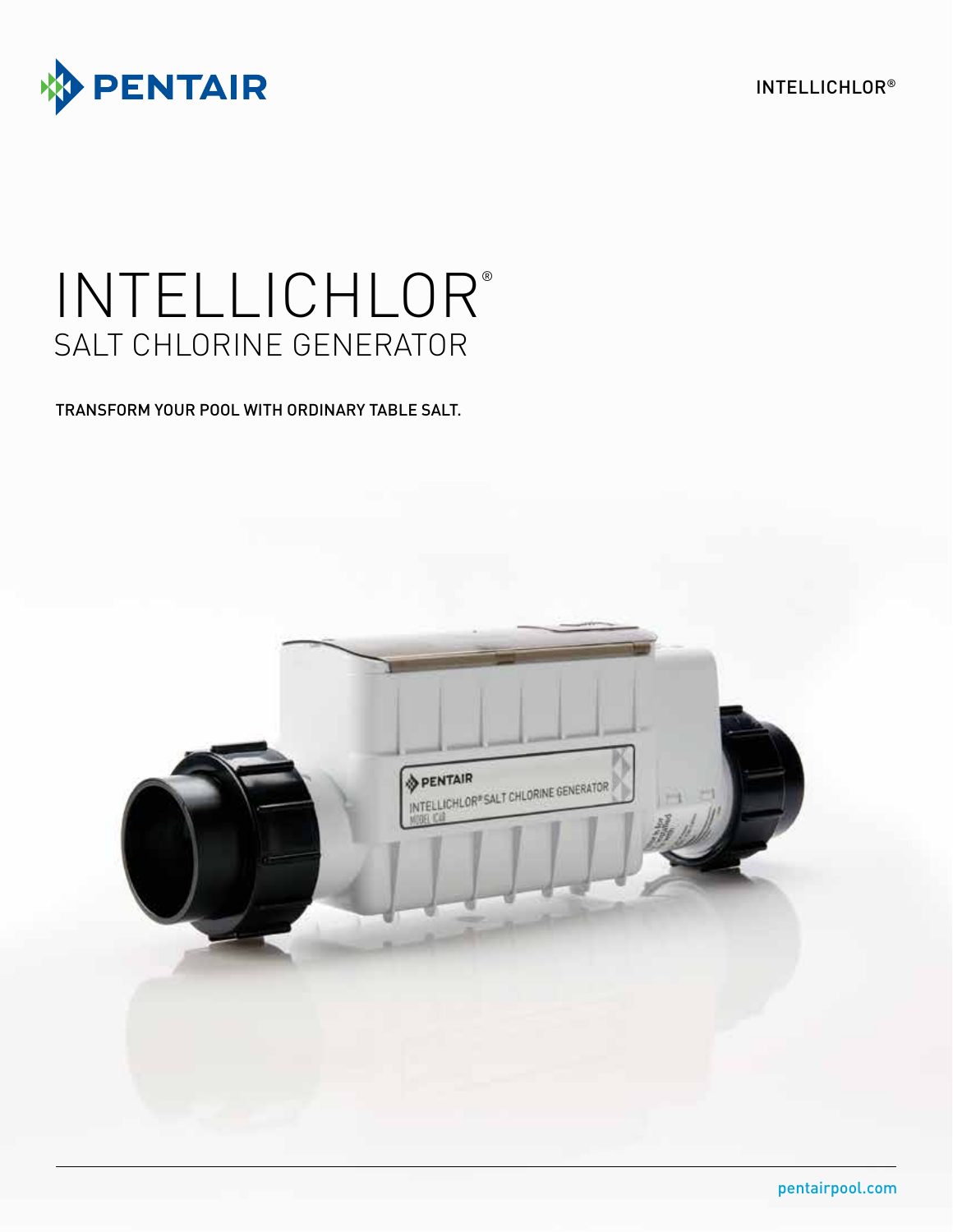PENTAIR

INTELLICHLOR®

# INTELLICHLOR®
## SALT CHLORINE GENERATOR

TRANSFORM YOUR POOL WITH ORDINARY TABLE SALT.

pentairpool.com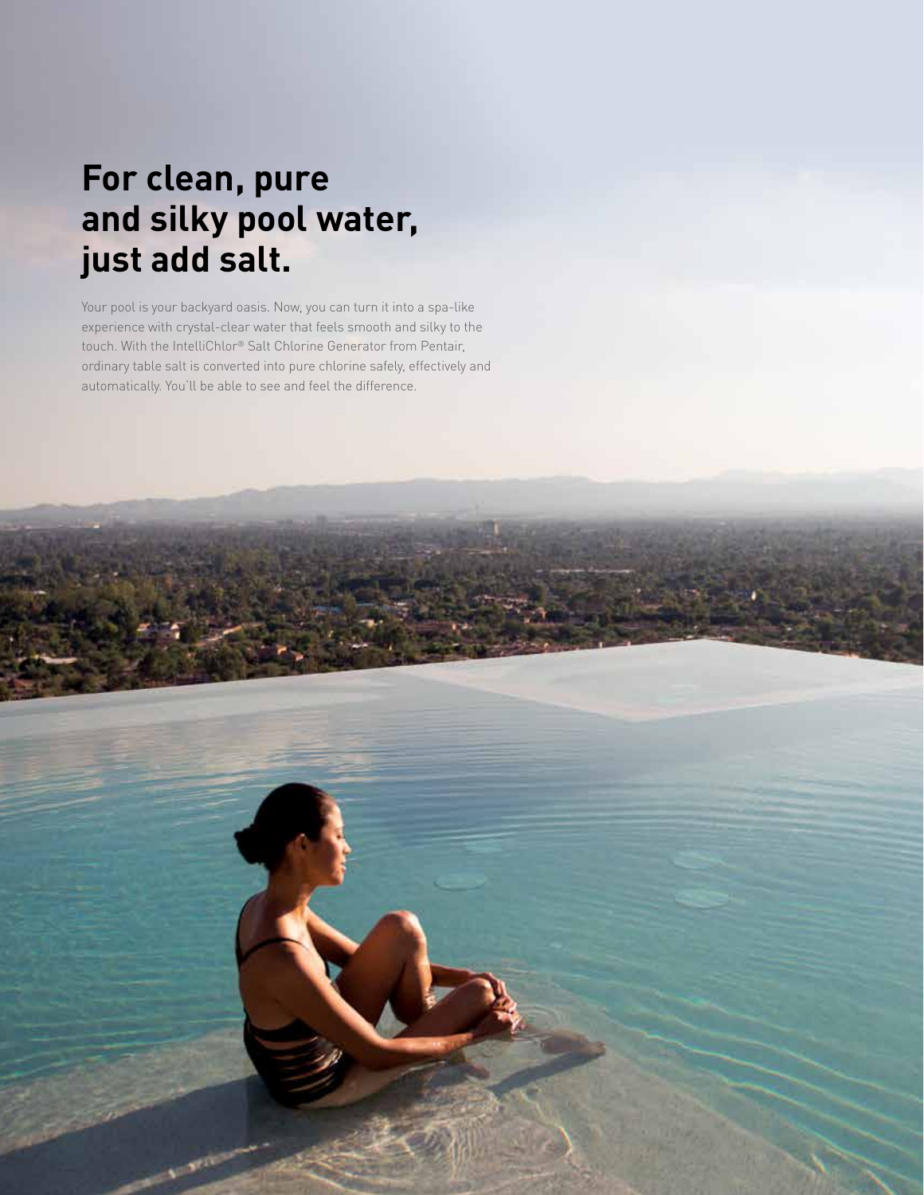# For clean, pure and silky pool water, just add salt.

Your pool is your backyard oasis. Now, you can turn it into a spa-like experience with crystal-clear water that feels smooth and silky to the touch. With the IntelliChlor® Salt Chlorine Generator from Pentair, ordinary table salt is converted into pure chlorine safely, effectively and automatically. You'll be able to see and feel the difference.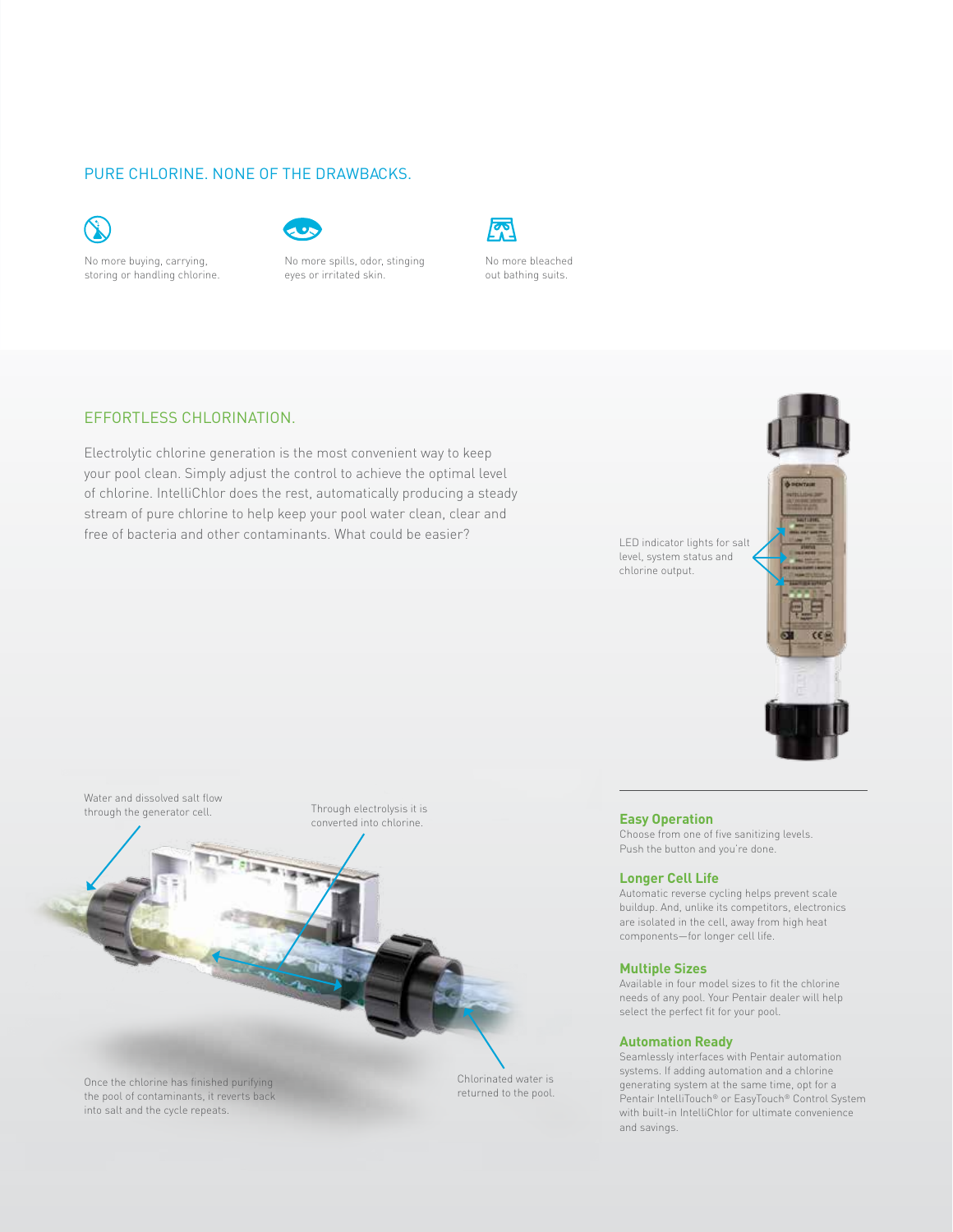## PURE CHLORINE. NONE OF THE DRAWBACKS.

No more buying, carrying, storing or handling chlorine.

No more spills, odor, stinging eyes or irritated skin.

No more bleached out bathing suits.

## EFFORTLESS CHLORINATION.

Electrolytic chlorine generation is the most convenient way to keep your pool clean. Simply adjust the control to achieve the optimal level of chlorine. IntelliChlor does the rest, automatically producing a steady stream of pure chlorine to help keep your pool water clean, clear and free of bacteria and other contaminants. What could be easier?

LED indicator lights for salt level, system status and chlorine output.

Water and dissolved salt flow through the generator cell.

Through electrolysis it is converted into chlorine.

Once the chlorine has finished purifying the pool of contaminants, it reverts back into salt and the cycle repeats.

Chlorinated water is returned to the pool.

### Easy Operation

Choose from one of five sanitizing levels. Push the button and you're done.

### Longer Cell Life

Automatic reverse cycling helps prevent scale buildup. And, unlike its competitors, electronics are isolated in the cell, away from high heat components—for longer cell life.

### Multiple Sizes

Available in four model sizes to fit the chlorine needs of any pool. Your Pentair dealer will help select the perfect fit for your pool.

### Automation Ready

Seamlessly interfaces with Pentair automation systems. If adding automation and a chlorine generating system at the same time, opt for a Pentair IntelliTouch® or EasyTouch® Control System with built-in IntelliChlor for ultimate convenience and savings.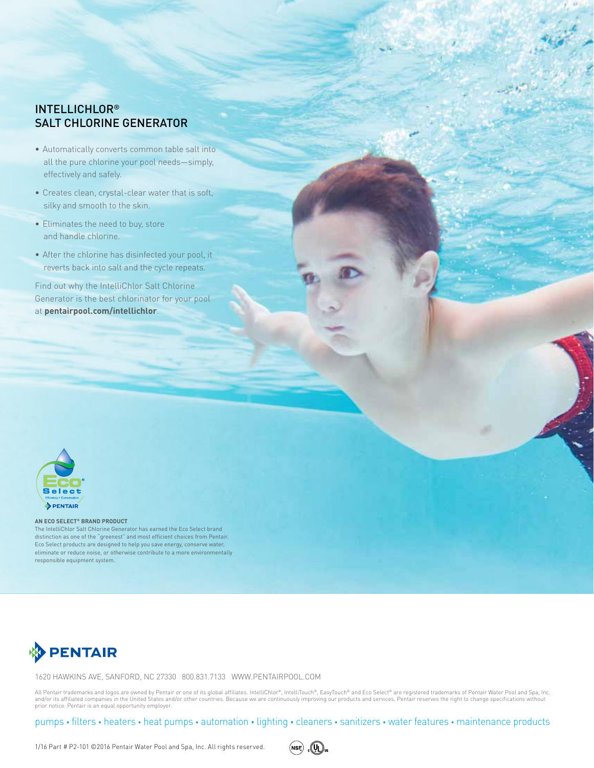## INTELLICHLOR®
## SALT CHLORINE GENERATOR

- Automatically converts common table salt into all the pure chlorine your pool needs—simply, effectively and safely.
- Creates clean, crystal-clear water that is soft, silky and smooth to the skin.
- Eliminates the need to buy, store and handle chlorine.
- After the chlorine has disinfected your pool, it reverts back into salt and the cycle repeats.

Find out why the IntelliChlor Salt Chlorine Generator is the best chlorinator for your pool at **pentairpool.com/intellichlor**.

**AN ECO SELECT® BRAND PRODUCT**
The IntelliChlor Salt Chlorine Generator has earned the Eco Select brand distinction as one of the "greenest" and most efficient choices from Pentair. Eco Select products are designed to help you save energy, conserve water, eliminate or reduce noise, or otherwise contribute to a more environmentally responsible equipment system.

**PENTAIR**

1620 HAWKINS AVE, SANFORD, NC 27330 800.831.7133 WWW.PENTAIRPOOL.COM

All Pentair trademarks and logos are owned by Pentair or one of its global affiliates. IntelliChlor®, IntelliTouch®, EasyTouch® and Eco Select® are registered trademarks of Pentair Water Pool and Spa, Inc. and/or its affiliated companies in the United States and/or other countries. Because we are continuously improving our products and services, Pentair reserves the right to change specifications without prior notice. Pentair is an equal opportunity employer.

pumps • filters • heaters • heat pumps • automation • lighting • cleaners • sanitizers • water features • maintenance products

1/16 Part # P2-101 ©2016 Pentair Water Pool and Spa, Inc. All rights reserved.